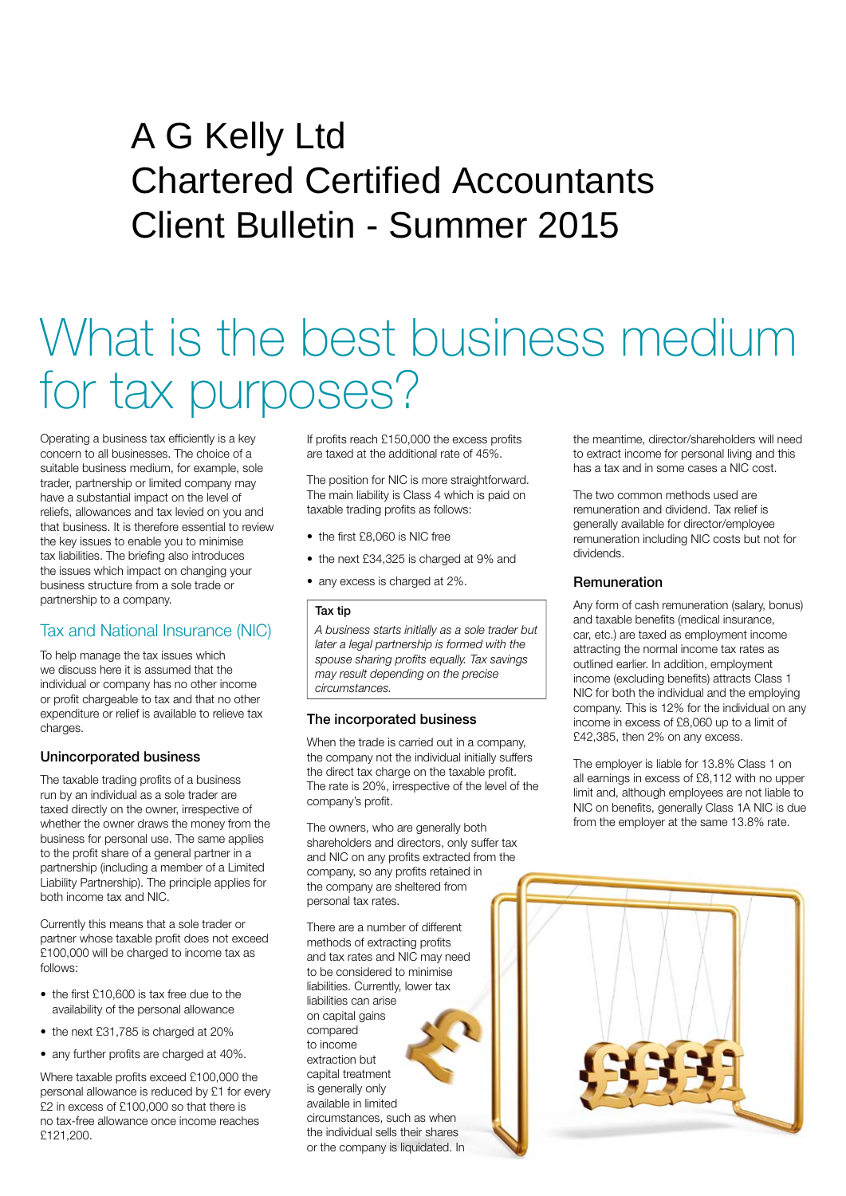# A G Kelly Ltd
# Chartered Certified Accountants
# Client Bulletin - Summer 2015

# What is the best business medium for tax purposes?

Operating a business tax efficiently is a key concern to all businesses. The choice of a suitable business medium, for example, sole trader, partnership or limited company may have a substantial impact on the level of reliefs, allowances and tax levied on you and that business. It is therefore essential to review the key issues to enable you to minimise tax liabilities. The briefing also introduces the issues which impact on changing your business structure from a sole trade or partnership to a company.

## Tax and National Insurance (NIC)

To help manage the tax issues which we discuss here it is assumed that the individual or company has no other income or profit chargeable to tax and that no other expenditure or relief is available to relieve tax charges.

### Unincorporated business

The taxable trading profits of a business run by an individual as a sole trader are taxed directly on the owner, irrespective of whether the owner draws the money from the business for personal use. The same applies to the profit share of a general partner in a partnership (including a member of a Limited Liability Partnership). The principle applies for both income tax and NIC.

Currently this means that a sole trader or partner whose taxable profit does not exceed £100,000 will be charged to income tax as follows:

- the first £10,600 is tax free due to the availability of the personal allowance
- the next £31,785 is charged at 20%
- any further profits are charged at 40%.

Where taxable profits exceed £100,000 the personal allowance is reduced by £1 for every £2 in excess of £100,000 so that there is no tax-free allowance once income reaches £121,200.

If profits reach £150,000 the excess profits are taxed at the additional rate of 45%.

The position for NIC is more straightforward. The main liability is Class 4 which is paid on taxable trading profits as follows:

- the first £8,060 is NIC free
- the next £34,325 is charged at 9% and
- any excess is charged at 2%.

> **Tax tip**
>
> *A business starts initially as a sole trader but later a legal partnership is formed with the spouse sharing profits equally. Tax savings may result depending on the precise circumstances.*

### The incorporated business

When the trade is carried out in a company, the company not the individual initially suffers the direct tax charge on the taxable profit. The rate is 20%, irrespective of the level of the company's profit.

The owners, who are generally both shareholders and directors, only suffer tax and NIC on any profits extracted from the company, so any profits retained in the company are sheltered from personal tax rates.

There are a number of different methods of extracting profits and tax rates and NIC may need to be considered to minimise liabilities. Currently, lower tax liabilities can arise on capital gains compared to income extraction but capital treatment is generally only available in limited circumstances, such as when the individual sells their shares or the company is liquidated. In the meantime, director/shareholders will need to extract income for personal living and this has a tax and in some cases a NIC cost.

The two common methods used are remuneration and dividend. Tax relief is generally available for director/employee remuneration including NIC costs but not for dividends.

### Remuneration

Any form of cash remuneration (salary, bonus) and taxable benefits (medical insurance, car, etc.) are taxed as employment income attracting the normal income tax rates as outlined earlier. In addition, employment income (excluding benefits) attracts Class 1 NIC for both the individual and the employing company. This is 12% for the individual on any income in excess of £8,060 up to a limit of £42,385, then 2% on any excess.

The employer is liable for 13.8% Class 1 on all earnings in excess of £8,112 with no upper limit and, although employees are not liable to NIC on benefits, generally Class 1A NIC is due from the employer at the same 13.8% rate.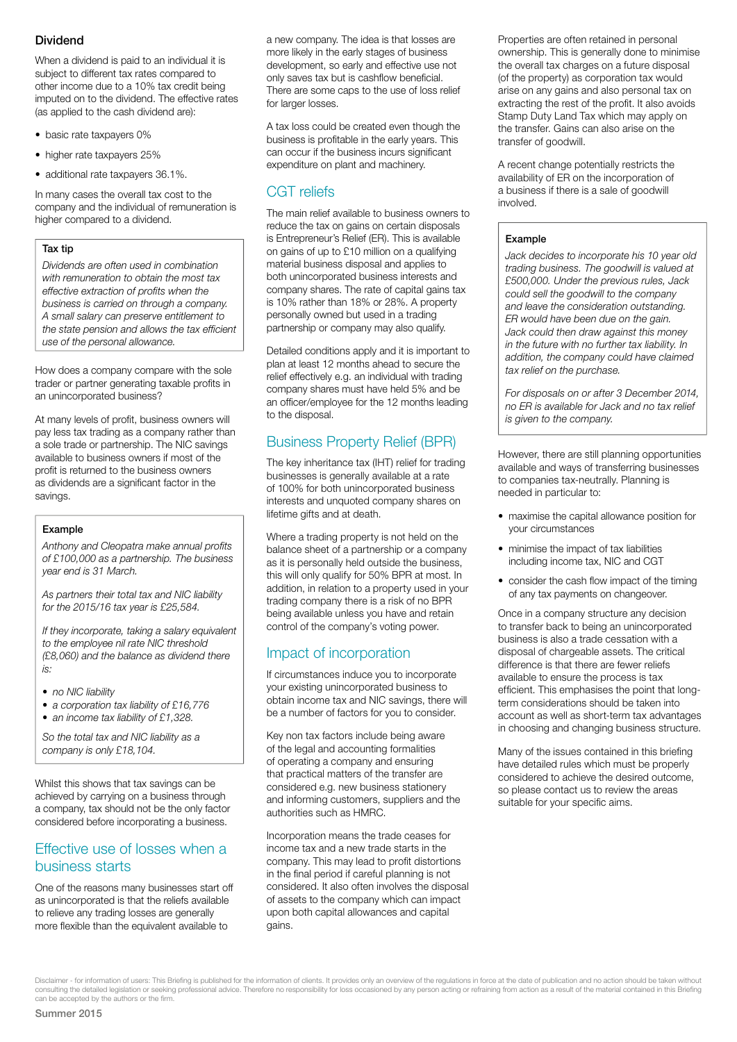### Dividend

When a dividend is paid to an individual it is subject to different tax rates compared to other income due to a 10% tax credit being imputed on to the dividend. The effective rates (as applied to the cash dividend are):

- basic rate taxpayers 0%
- higher rate taxpayers 25%
- additional rate taxpayers 36.1%.

In many cases the overall tax cost to the company and the individual of remuneration is higher compared to a dividend.

> **Tax tip**
>
> *Dividends are often used in combination with remuneration to obtain the most tax effective extraction of profits when the business is carried on through a company. A small salary can preserve entitlement to the state pension and allows the tax efficient use of the personal allowance.*

How does a company compare with the sole trader or partner generating taxable profits in an unincorporated business?

At many levels of profit, business owners will pay less tax trading as a company rather than a sole trade or partnership. The NIC savings available to business owners if most of the profit is returned to the business owners as dividends are a significant factor in the savings.

> **Example**
>
> *Anthony and Cleopatra make annual profits of £100,000 as a partnership. The business year end is 31 March.*
>
> *As partners their total tax and NIC liability for the 2015/16 tax year is £25,584.*
>
> *If they incorporate, taking a salary equivalent to the employee nil rate NIC threshold (£8,060) and the balance as dividend there is:*
>
> - *no NIC liability*
> - *a corporation tax liability of £16,776*
> - *an income tax liability of £1,328.*
>
> *So the total tax and NIC liability as a company is only £18,104.*

Whilst this shows that tax savings can be achieved by carrying on a business through a company, tax should not be the only factor considered before incorporating a business.

## Effective use of losses when a business starts

One of the reasons many businesses start off as unincorporated is that the reliefs available to relieve any trading losses are generally more flexible than the equivalent available to a new company. The idea is that losses are more likely in the early stages of business development, so early and effective use not only saves tax but is cashflow beneficial. There are some caps to the use of loss relief for larger losses.

A tax loss could be created even though the business is profitable in the early years. This can occur if the business incurs significant expenditure on plant and machinery.

## CGT reliefs

The main relief available to business owners to reduce the tax on gains on certain disposals is Entrepreneur's Relief (ER). This is available on gains of up to £10 million on a qualifying material business disposal and applies to both unincorporated business interests and company shares. The rate of capital gains tax is 10% rather than 18% or 28%. A property personally owned but used in a trading partnership or company may also qualify.

Detailed conditions apply and it is important to plan at least 12 months ahead to secure the relief effectively e.g. an individual with trading company shares must have held 5% and be an officer/employee for the 12 months leading to the disposal.

## Business Property Relief (BPR)

The key inheritance tax (IHT) relief for trading businesses is generally available at a rate of 100% for both unincorporated business interests and unquoted company shares on lifetime gifts and at death.

Where a trading property is not held on the balance sheet of a partnership or a company as it is personally held outside the business, this will only qualify for 50% BPR at most. In addition, in relation to a property used in your trading company there is a risk of no BPR being available unless you have and retain control of the company's voting power.

## Impact of incorporation

If circumstances induce you to incorporate your existing unincorporated business to obtain income tax and NIC savings, there will be a number of factors for you to consider.

Key non tax factors include being aware of the legal and accounting formalities of operating a company and ensuring that practical matters of the transfer are considered e.g. new business stationery and informing customers, suppliers and the authorities such as HMRC.

Incorporation means the trade ceases for income tax and a new trade starts in the company. This may lead to profit distortions in the final period if careful planning is not considered. It also often involves the disposal of assets to the company which can impact upon both capital allowances and capital gains.

Properties are often retained in personal ownership. This is generally done to minimise the overall tax charges on a future disposal (of the property) as corporation tax would arise on any gains and also personal tax on extracting the rest of the profit. It also avoids Stamp Duty Land Tax which may apply on the transfer. Gains can also arise on the transfer of goodwill.

A recent change potentially restricts the availability of ER on the incorporation of a business if there is a sale of goodwill involved.

> **Example**
>
> *Jack decides to incorporate his 10 year old trading business. The goodwill is valued at £500,000. Under the previous rules, Jack could sell the goodwill to the company and leave the consideration outstanding. ER would have been due on the gain. Jack could then draw against this money in the future with no further tax liability. In addition, the company could have claimed tax relief on the purchase.*
>
> *For disposals on or after 3 December 2014, no ER is available for Jack and no tax relief is given to the company.*

However, there are still planning opportunities available and ways of transferring businesses to companies tax-neutrally. Planning is needed in particular to:

- maximise the capital allowance position for your circumstances
- minimise the impact of tax liabilities including income tax, NIC and CGT
- consider the cash flow impact of the timing of any tax payments on changeover.

Once in a company structure any decision to transfer back to being an unincorporated business is also a trade cessation with a disposal of chargeable assets. The critical difference is that there are fewer reliefs available to ensure the process is tax efficient. This emphasises the point that long-term considerations should be taken into account as well as short-term tax advantages in choosing and changing business structure.

Many of the issues contained in this briefing have detailed rules which must be properly considered to achieve the desired outcome, so please contact us to review the areas suitable for your specific aims.

Disclaimer - for information of users: This Briefing is published for the information of clients. It provides only an overview of the regulations in force at the date of publication and no action should be taken without consulting the detailed legislation or seeking professional advice. Therefore no responsibility for loss occasioned by any person acting or refraining from action as a result of the material contained in this Briefing can be accepted by the authors or the firm.

Summer 2015